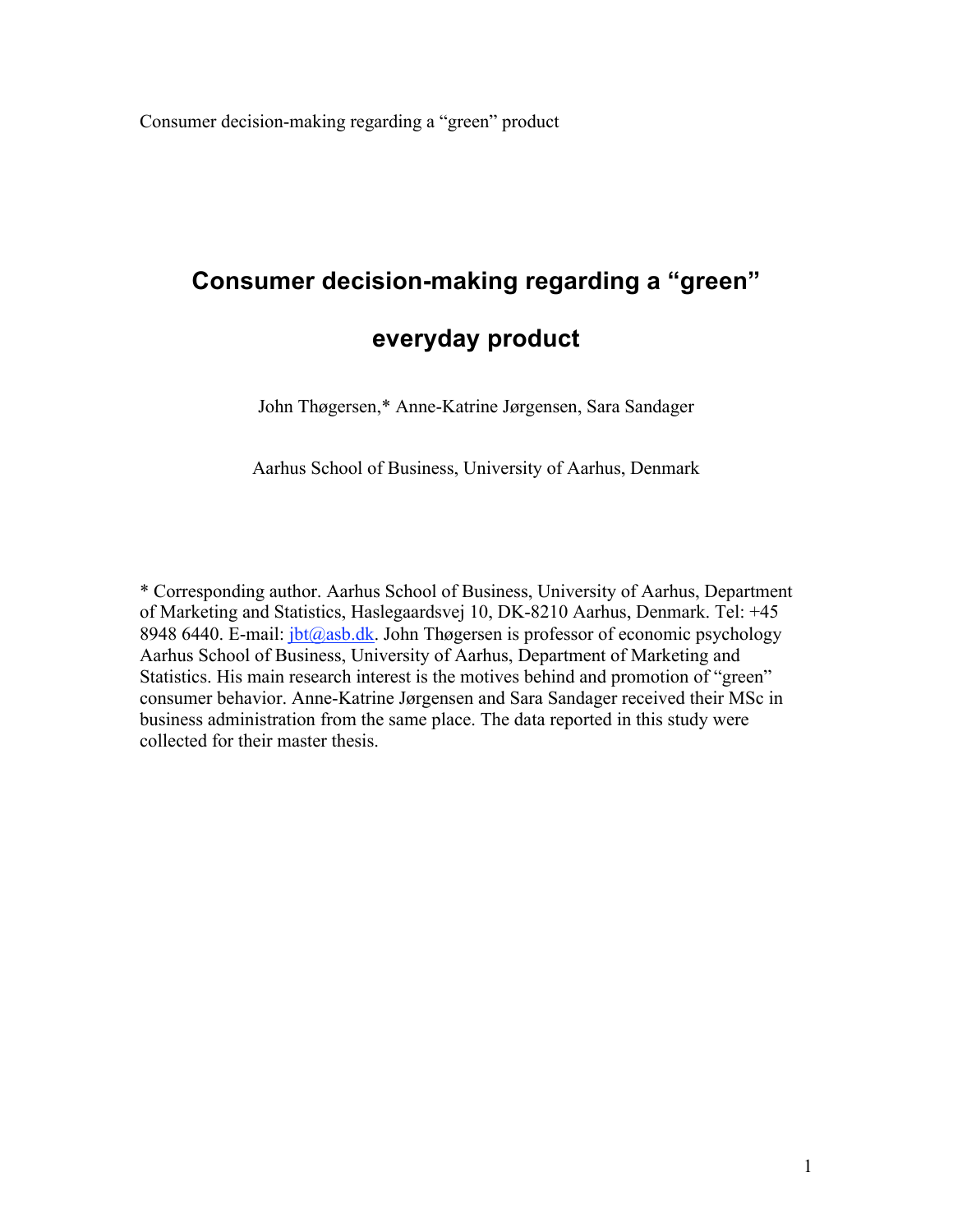# Consumer decision-making regarding a "green" everyday product

John Thøgersen,* Anne-Katrine Jørgensen, Sara Sandager

Aarhus School of Business, University of Aarhus, Denmark

* Corresponding author. Aarhus School of Business, University of Aarhus, Department of Marketing and Statistics, Haslegaardsvej 10, DK-8210 Aarhus, Denmark. Tel: +45 8948 6440. E-mail: jbt@asb.dk. John Thøgersen is professor of economic psychology Aarhus School of Business, University of Aarhus, Department of Marketing and Statistics. His main research interest is the motives behind and promotion of "green" consumer behavior. Anne-Katrine Jørgensen and Sara Sandager received their MSc in business administration from the same place. The data reported in this study were collected for their master thesis.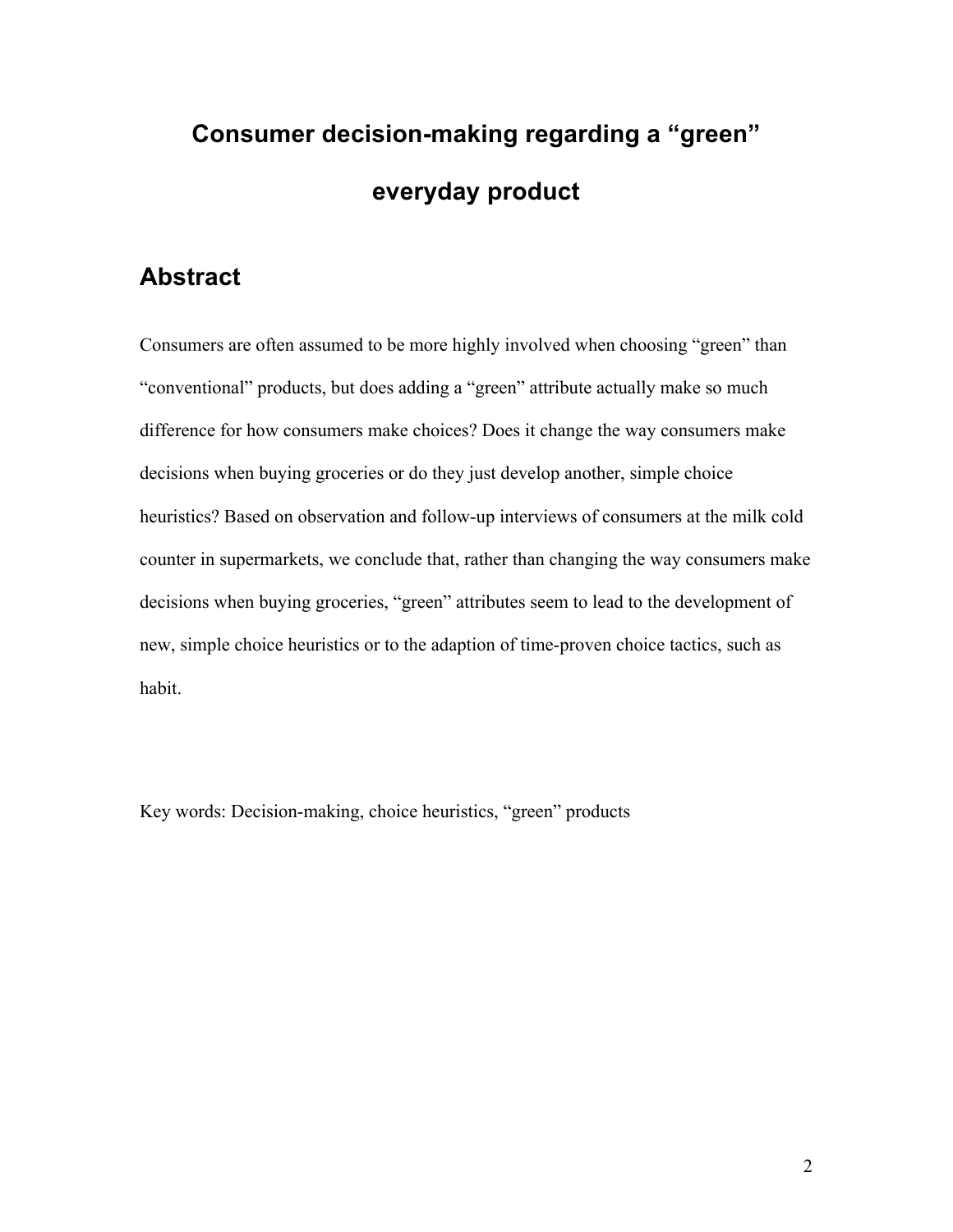# Consumer decision-making regarding a "green" everyday product

## Abstract

Consumers are often assumed to be more highly involved when choosing "green" than "conventional" products, but does adding a "green" attribute actually make so much difference for how consumers make choices? Does it change the way consumers make decisions when buying groceries or do they just develop another, simple choice heuristics? Based on observation and follow-up interviews of consumers at the milk cold counter in supermarkets, we conclude that, rather than changing the way consumers make decisions when buying groceries, "green" attributes seem to lead to the development of new, simple choice heuristics or to the adaption of time-proven choice tactics, such as habit.

Key words: Decision-making, choice heuristics, "green" products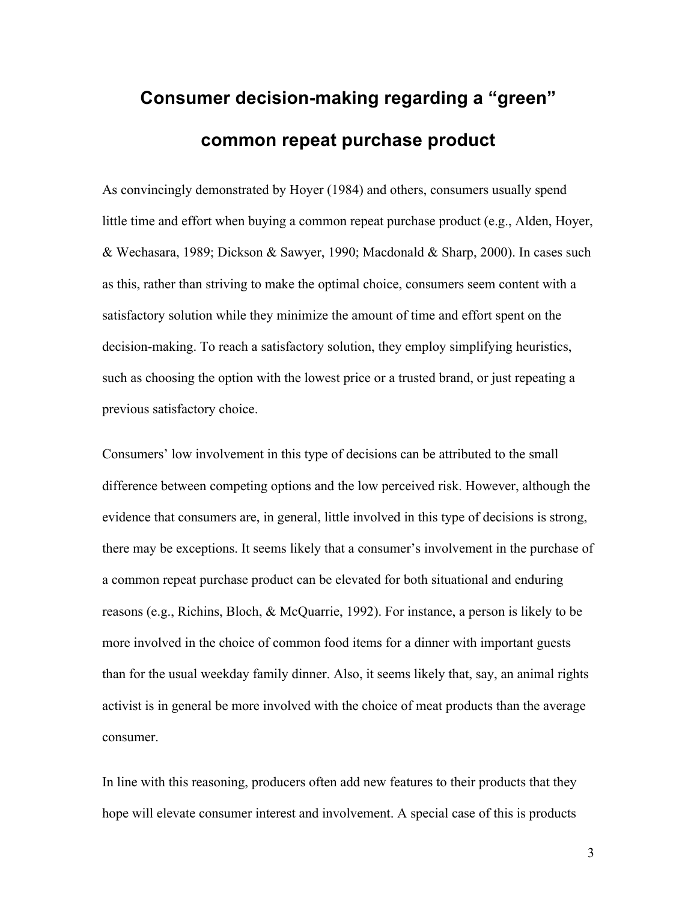# Consumer decision-making regarding a "green" common repeat purchase product

As convincingly demonstrated by Hoyer (1984) and others, consumers usually spend little time and effort when buying a common repeat purchase product (e.g., Alden, Hoyer, & Wechasara, 1989; Dickson & Sawyer, 1990; Macdonald & Sharp, 2000). In cases such as this, rather than striving to make the optimal choice, consumers seem content with a satisfactory solution while they minimize the amount of time and effort spent on the decision-making. To reach a satisfactory solution, they employ simplifying heuristics, such as choosing the option with the lowest price or a trusted brand, or just repeating a previous satisfactory choice.

Consumers' low involvement in this type of decisions can be attributed to the small difference between competing options and the low perceived risk. However, although the evidence that consumers are, in general, little involved in this type of decisions is strong, there may be exceptions. It seems likely that a consumer's involvement in the purchase of a common repeat purchase product can be elevated for both situational and enduring reasons (e.g., Richins, Bloch, & McQuarrie, 1992). For instance, a person is likely to be more involved in the choice of common food items for a dinner with important guests than for the usual weekday family dinner. Also, it seems likely that, say, an animal rights activist is in general be more involved with the choice of meat products than the average consumer.

In line with this reasoning, producers often add new features to their products that they hope will elevate consumer interest and involvement. A special case of this is products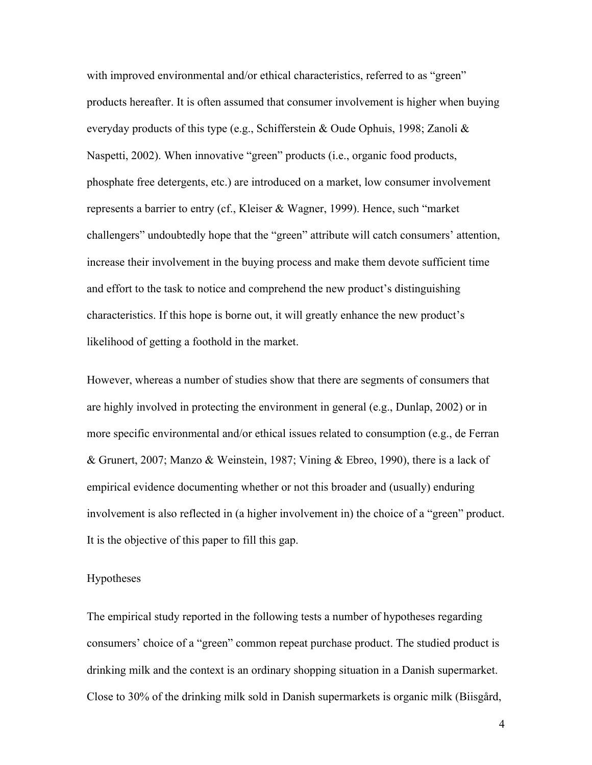with improved environmental and/or ethical characteristics, referred to as "green" products hereafter. It is often assumed that consumer involvement is higher when buying everyday products of this type (e.g., Schifferstein & Oude Ophuis, 1998; Zanoli & Naspetti, 2002). When innovative "green" products (i.e., organic food products, phosphate free detergents, etc.) are introduced on a market, low consumer involvement represents a barrier to entry (cf., Kleiser & Wagner, 1999). Hence, such "market challengers" undoubtedly hope that the "green" attribute will catch consumers' attention, increase their involvement in the buying process and make them devote sufficient time and effort to the task to notice and comprehend the new product's distinguishing characteristics. If this hope is borne out, it will greatly enhance the new product's likelihood of getting a foothold in the market.

However, whereas a number of studies show that there are segments of consumers that are highly involved in protecting the environment in general (e.g., Dunlap, 2002) or in more specific environmental and/or ethical issues related to consumption (e.g., de Ferran & Grunert, 2007; Manzo & Weinstein, 1987; Vining & Ebreo, 1990), there is a lack of empirical evidence documenting whether or not this broader and (usually) enduring involvement is also reflected in (a higher involvement in) the choice of a "green" product. It is the objective of this paper to fill this gap.

## Hypotheses

The empirical study reported in the following tests a number of hypotheses regarding consumers' choice of a "green" common repeat purchase product. The studied product is drinking milk and the context is an ordinary shopping situation in a Danish supermarket. Close to 30% of the drinking milk sold in Danish supermarkets is organic milk (Biisgård,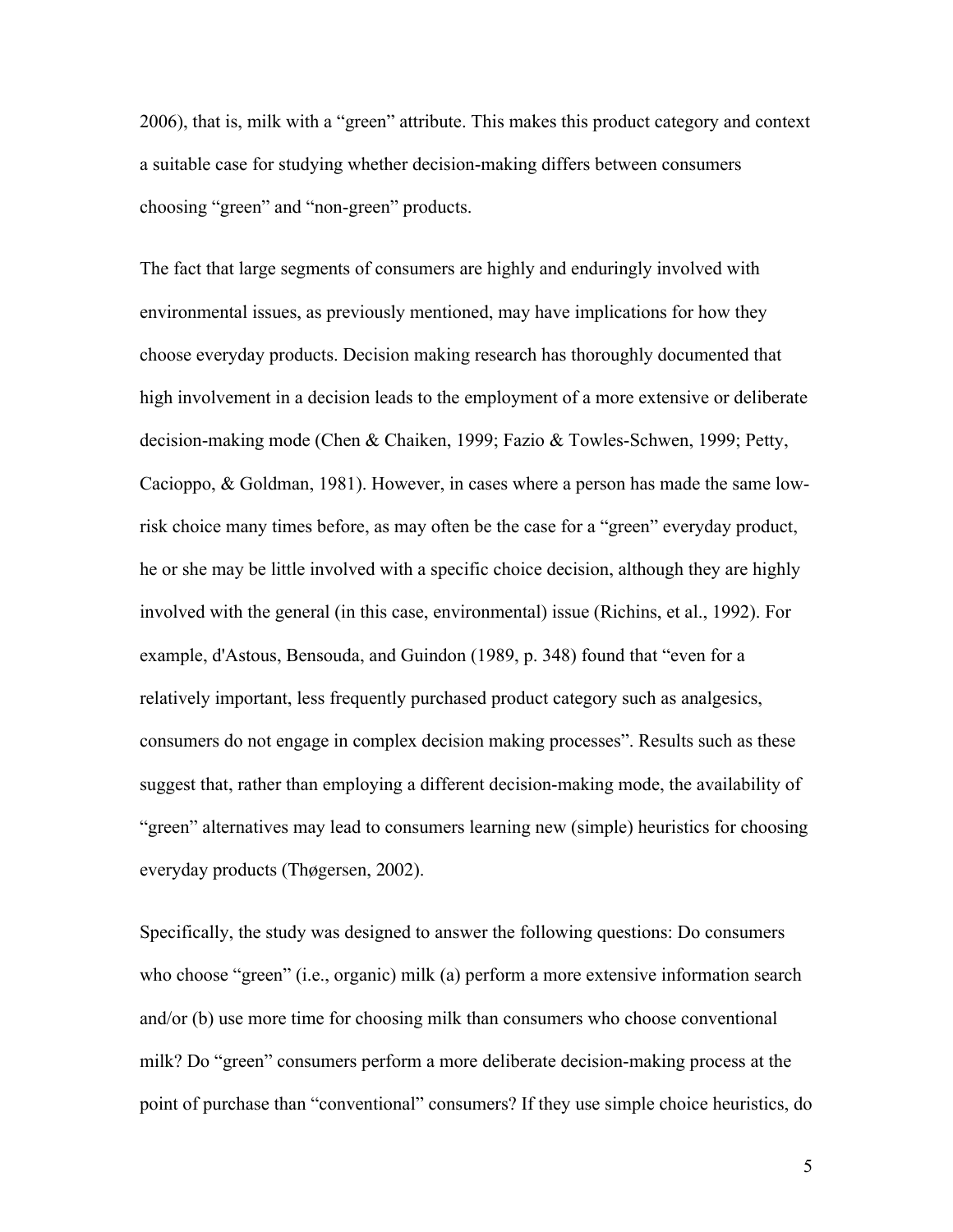2006), that is, milk with a "green" attribute. This makes this product category and context a suitable case for studying whether decision-making differs between consumers choosing "green" and "non-green" products.

The fact that large segments of consumers are highly and enduringly involved with environmental issues, as previously mentioned, may have implications for how they choose everyday products. Decision making research has thoroughly documented that high involvement in a decision leads to the employment of a more extensive or deliberate decision-making mode (Chen & Chaiken, 1999; Fazio & Towles-Schwen, 1999; Petty, Cacioppo, & Goldman, 1981). However, in cases where a person has made the same low-risk choice many times before, as may often be the case for a "green" everyday product, he or she may be little involved with a specific choice decision, although they are highly involved with the general (in this case, environmental) issue (Richins, et al., 1992). For example, d'Astous, Bensouda, and Guindon (1989, p. 348) found that "even for a relatively important, less frequently purchased product category such as analgesics, consumers do not engage in complex decision making processes". Results such as these suggest that, rather than employing a different decision-making mode, the availability of "green" alternatives may lead to consumers learning new (simple) heuristics for choosing everyday products (Thøgersen, 2002).

Specifically, the study was designed to answer the following questions: Do consumers who choose "green" (i.e., organic) milk (a) perform a more extensive information search and/or (b) use more time for choosing milk than consumers who choose conventional milk? Do "green" consumers perform a more deliberate decision-making process at the point of purchase than "conventional" consumers? If they use simple choice heuristics, do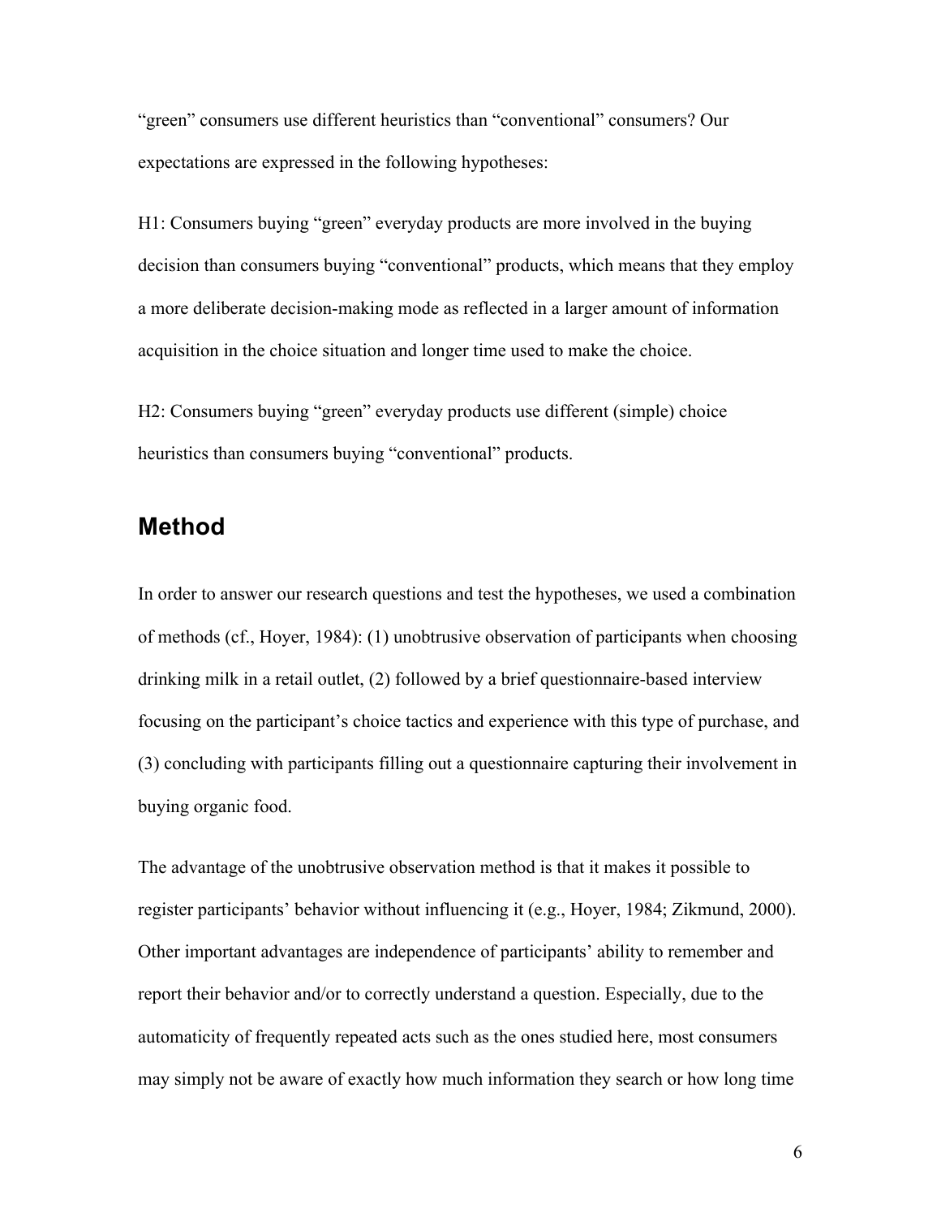"green" consumers use different heuristics than "conventional" consumers? Our expectations are expressed in the following hypotheses:

H1: Consumers buying "green" everyday products are more involved in the buying decision than consumers buying "conventional" products, which means that they employ a more deliberate decision-making mode as reflected in a larger amount of information acquisition in the choice situation and longer time used to make the choice.

H2: Consumers buying "green" everyday products use different (simple) choice heuristics than consumers buying "conventional" products.

## Method

In order to answer our research questions and test the hypotheses, we used a combination of methods (cf., Hoyer, 1984): (1) unobtrusive observation of participants when choosing drinking milk in a retail outlet, (2) followed by a brief questionnaire-based interview focusing on the participant's choice tactics and experience with this type of purchase, and (3) concluding with participants filling out a questionnaire capturing their involvement in buying organic food.

The advantage of the unobtrusive observation method is that it makes it possible to register participants' behavior without influencing it (e.g., Hoyer, 1984; Zikmund, 2000). Other important advantages are independence of participants' ability to remember and report their behavior and/or to correctly understand a question. Especially, due to the automaticity of frequently repeated acts such as the ones studied here, most consumers may simply not be aware of exactly how much information they search or how long time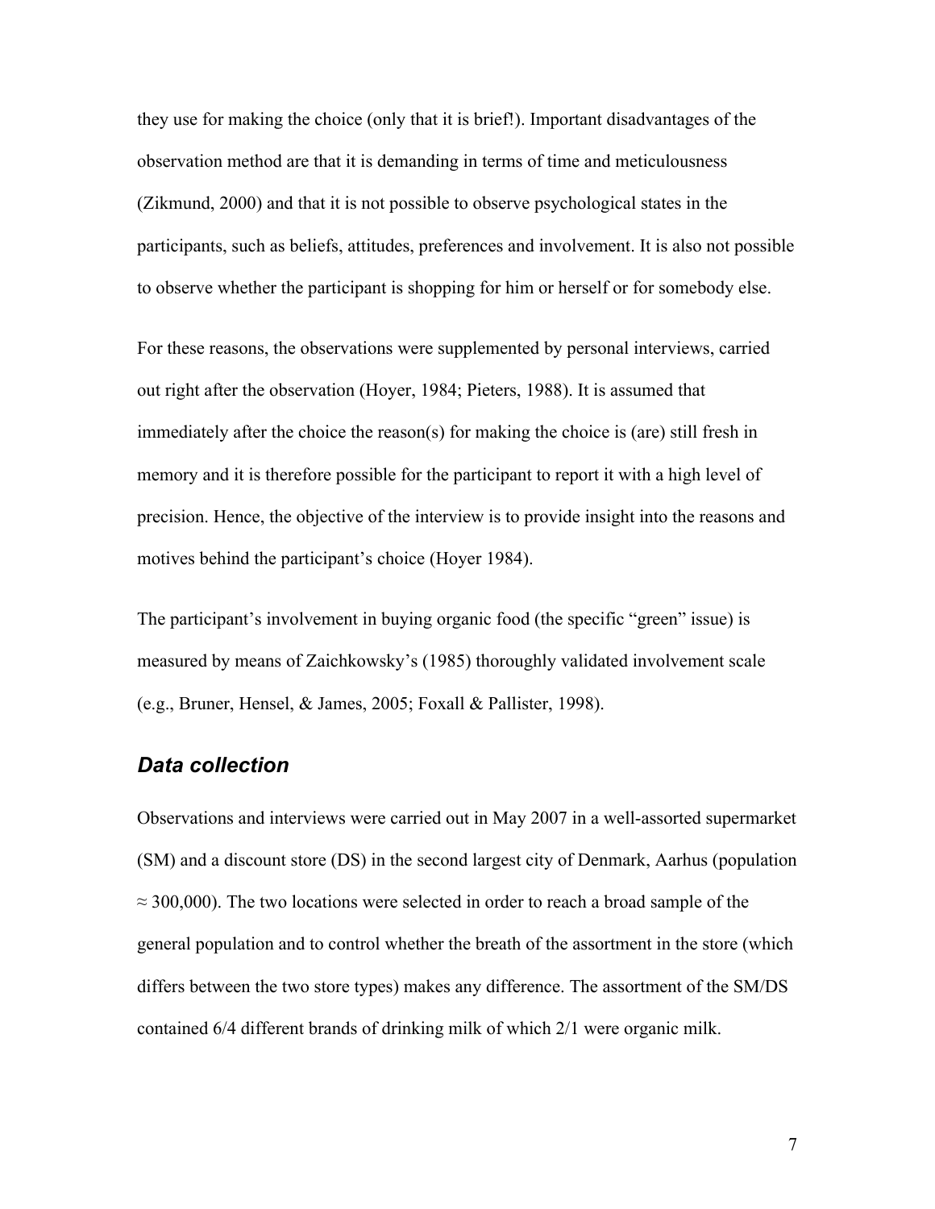they use for making the choice (only that it is brief!). Important disadvantages of the observation method are that it is demanding in terms of time and meticulousness (Zikmund, 2000) and that it is not possible to observe psychological states in the participants, such as beliefs, attitudes, preferences and involvement. It is also not possible to observe whether the participant is shopping for him or herself or for somebody else.

For these reasons, the observations were supplemented by personal interviews, carried out right after the observation (Hoyer, 1984; Pieters, 1988). It is assumed that immediately after the choice the reason(s) for making the choice is (are) still fresh in memory and it is therefore possible for the participant to report it with a high level of precision. Hence, the objective of the interview is to provide insight into the reasons and motives behind the participant's choice (Hoyer 1984).

The participant's involvement in buying organic food (the specific "green" issue) is measured by means of Zaichkowsky's (1985) thoroughly validated involvement scale (e.g., Bruner, Hensel, & James, 2005; Foxall & Pallister, 1998).

### *Data collection*

Observations and interviews were carried out in May 2007 in a well-assorted supermarket (SM) and a discount store (DS) in the second largest city of Denmark, Aarhus (population ≈ 300,000). The two locations were selected in order to reach a broad sample of the general population and to control whether the breath of the assortment in the store (which differs between the two store types) makes any difference. The assortment of the SM/DS contained 6/4 different brands of drinking milk of which 2/1 were organic milk.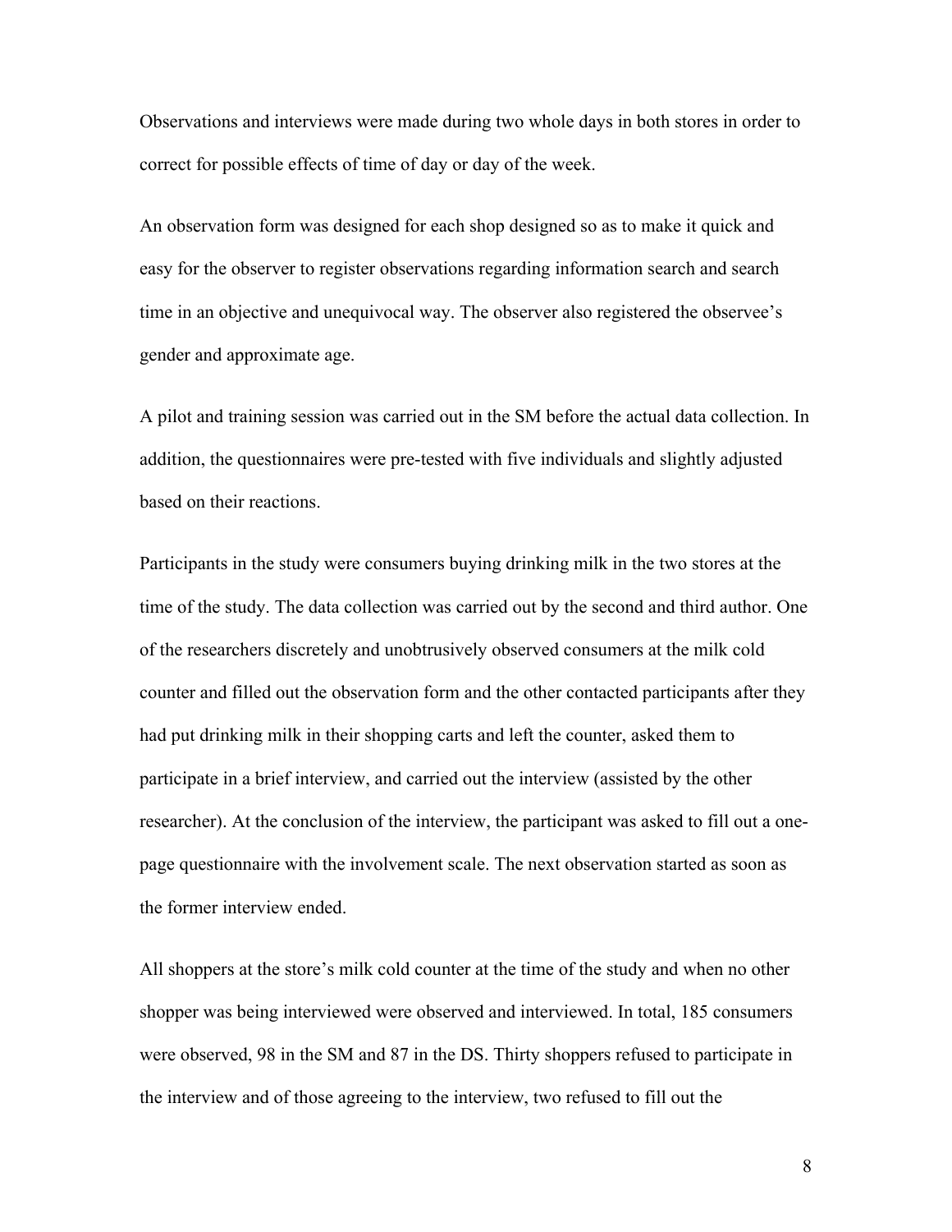Observations and interviews were made during two whole days in both stores in order to correct for possible effects of time of day or day of the week.

An observation form was designed for each shop designed so as to make it quick and easy for the observer to register observations regarding information search and search time in an objective and unequivocal way. The observer also registered the observee's gender and approximate age.

A pilot and training session was carried out in the SM before the actual data collection. In addition, the questionnaires were pre-tested with five individuals and slightly adjusted based on their reactions.

Participants in the study were consumers buying drinking milk in the two stores at the time of the study. The data collection was carried out by the second and third author. One of the researchers discretely and unobtrusively observed consumers at the milk cold counter and filled out the observation form and the other contacted participants after they had put drinking milk in their shopping carts and left the counter, asked them to participate in a brief interview, and carried out the interview (assisted by the other researcher). At the conclusion of the interview, the participant was asked to fill out a one-page questionnaire with the involvement scale. The next observation started as soon as the former interview ended.

All shoppers at the store's milk cold counter at the time of the study and when no other shopper was being interviewed were observed and interviewed. In total, 185 consumers were observed, 98 in the SM and 87 in the DS. Thirty shoppers refused to participate in the interview and of those agreeing to the interview, two refused to fill out the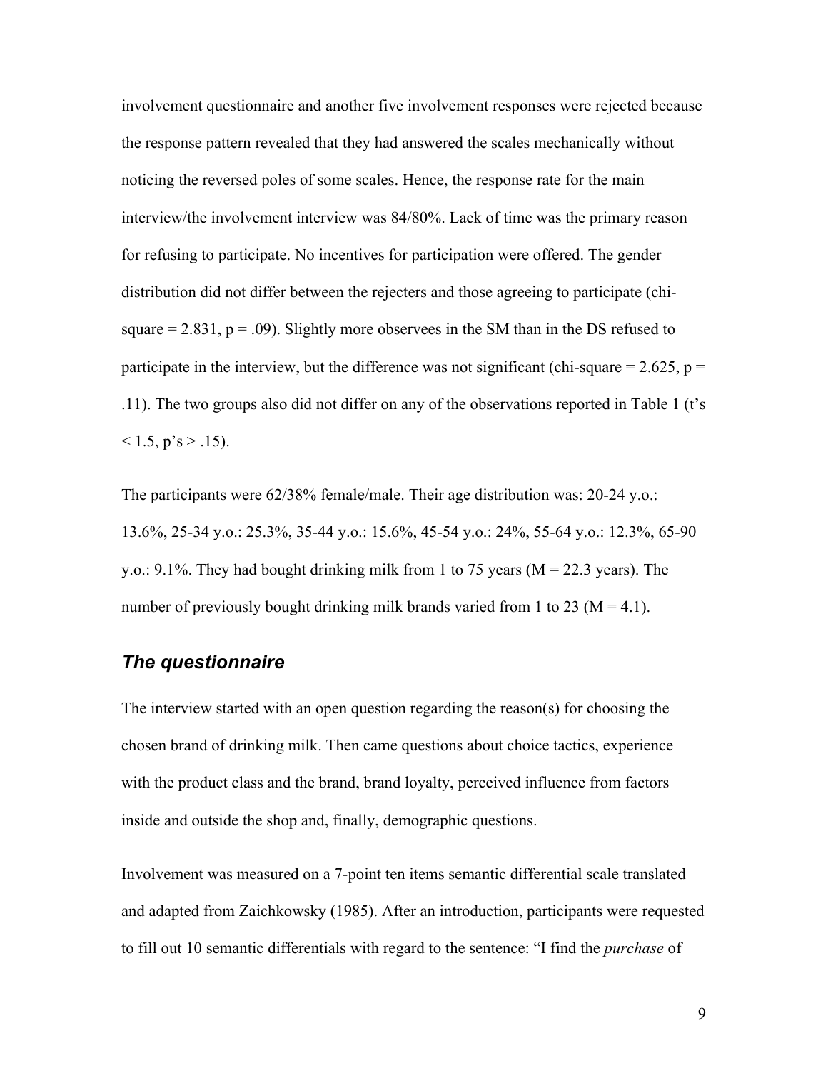involvement questionnaire and another five involvement responses were rejected because the response pattern revealed that they had answered the scales mechanically without noticing the reversed poles of some scales. Hence, the response rate for the main interview/the involvement interview was 84/80%. Lack of time was the primary reason for refusing to participate. No incentives for participation were offered. The gender distribution did not differ between the rejecters and those agreeing to participate (chi-square = 2.831, p = .09). Slightly more observees in the SM than in the DS refused to participate in the interview, but the difference was not significant (chi-square = 2.625, p = .11). The two groups also did not differ on any of the observations reported in Table 1 (t's < 1.5, p's > .15).

The participants were 62/38% female/male. Their age distribution was: 20-24 y.o.: 13.6%, 25-34 y.o.: 25.3%, 35-44 y.o.: 15.6%, 45-54 y.o.: 24%, 55-64 y.o.: 12.3%, 65-90 y.o.: 9.1%. They had bought drinking milk from 1 to 75 years (M = 22.3 years). The number of previously bought drinking milk brands varied from 1 to 23 (M = 4.1).

## *The questionnaire*

The interview started with an open question regarding the reason(s) for choosing the chosen brand of drinking milk. Then came questions about choice tactics, experience with the product class and the brand, brand loyalty, perceived influence from factors inside and outside the shop and, finally, demographic questions.

Involvement was measured on a 7-point ten items semantic differential scale translated and adapted from Zaichkowsky (1985). After an introduction, participants were requested to fill out 10 semantic differentials with regard to the sentence: "I find the *purchase* of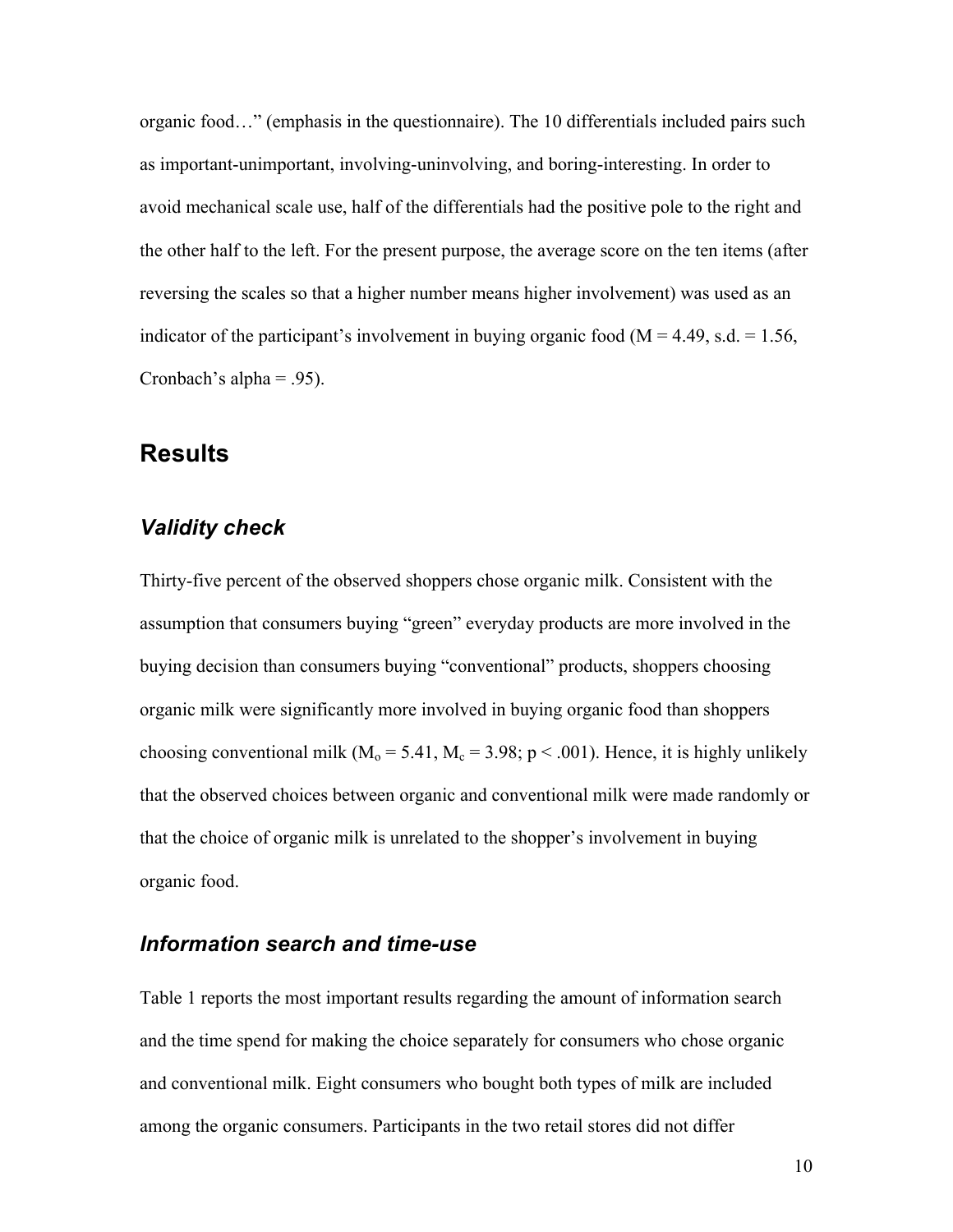organic food…” (emphasis in the questionnaire). The 10 differentials included pairs such as important-unimportant, involving-uninvolving, and boring-interesting. In order to avoid mechanical scale use, half of the differentials had the positive pole to the right and the other half to the left. For the present purpose, the average score on the ten items (after reversing the scales so that a higher number means higher involvement) was used as an indicator of the participant’s involvement in buying organic food ($M = 4.49$, s.d. = 1.56, Cronbach’s alpha = .95).

# Results

## *Validity check*

Thirty-five percent of the observed shoppers chose organic milk. Consistent with the assumption that consumers buying “green” everyday products are more involved in the buying decision than consumers buying “conventional” products, shoppers choosing organic milk were significantly more involved in buying organic food than shoppers choosing conventional milk ($M_o = 5.41$, $M_c = 3.98$; $p < .001$). Hence, it is highly unlikely that the observed choices between organic and conventional milk were made randomly or that the choice of organic milk is unrelated to the shopper’s involvement in buying organic food.

## *Information search and time-use*

Table 1 reports the most important results regarding the amount of information search and the time spend for making the choice separately for consumers who chose organic and conventional milk. Eight consumers who bought both types of milk are included among the organic consumers. Participants in the two retail stores did not differ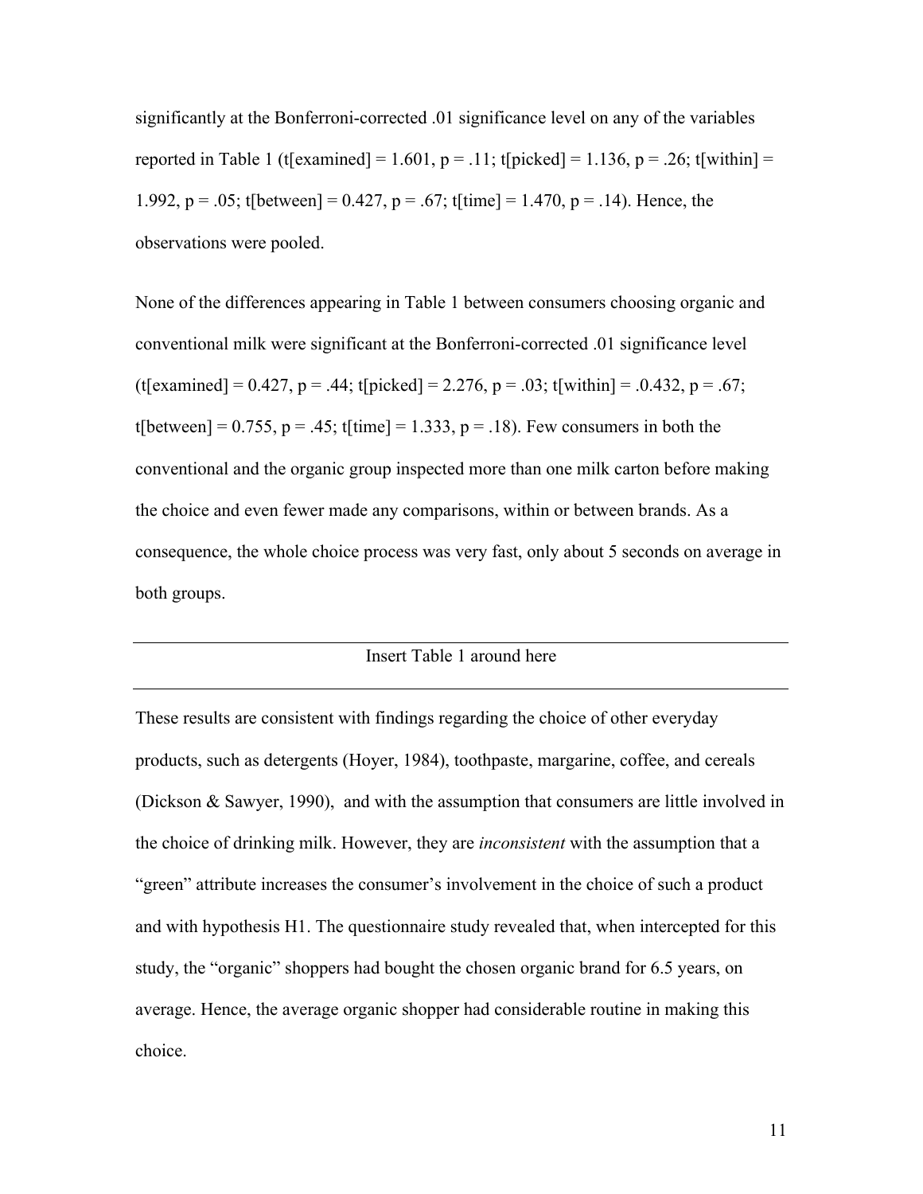significantly at the Bonferroni-corrected .01 significance level on any of the variables reported in Table 1 (t[examined] = 1.601, p = .11; t[picked] = 1.136, p = .26; t[within] = 1.992, p = .05; t[between] = 0.427, p = .67; t[time] = 1.470, p = .14). Hence, the observations were pooled.

None of the differences appearing in Table 1 between consumers choosing organic and conventional milk were significant at the Bonferroni-corrected .01 significance level (t[examined] = 0.427, p = .44; t[picked] = 2.276, p = .03; t[within] = .0.432, p = .67; t[between] = 0.755, p = .45; t[time] = 1.333, p = .18). Few consumers in both the conventional and the organic group inspected more than one milk carton before making the choice and even fewer made any comparisons, within or between brands. As a consequence, the whole choice process was very fast, only about 5 seconds on average in both groups.

---

Insert Table 1 around here

---

These results are consistent with findings regarding the choice of other everyday products, such as detergents (Hoyer, 1984), toothpaste, margarine, coffee, and cereals (Dickson & Sawyer, 1990), and with the assumption that consumers are little involved in the choice of drinking milk. However, they are *inconsistent* with the assumption that a "green" attribute increases the consumer's involvement in the choice of such a product and with hypothesis H1. The questionnaire study revealed that, when intercepted for this study, the "organic" shoppers had bought the chosen organic brand for 6.5 years, on average. Hence, the average organic shopper had considerable routine in making this choice.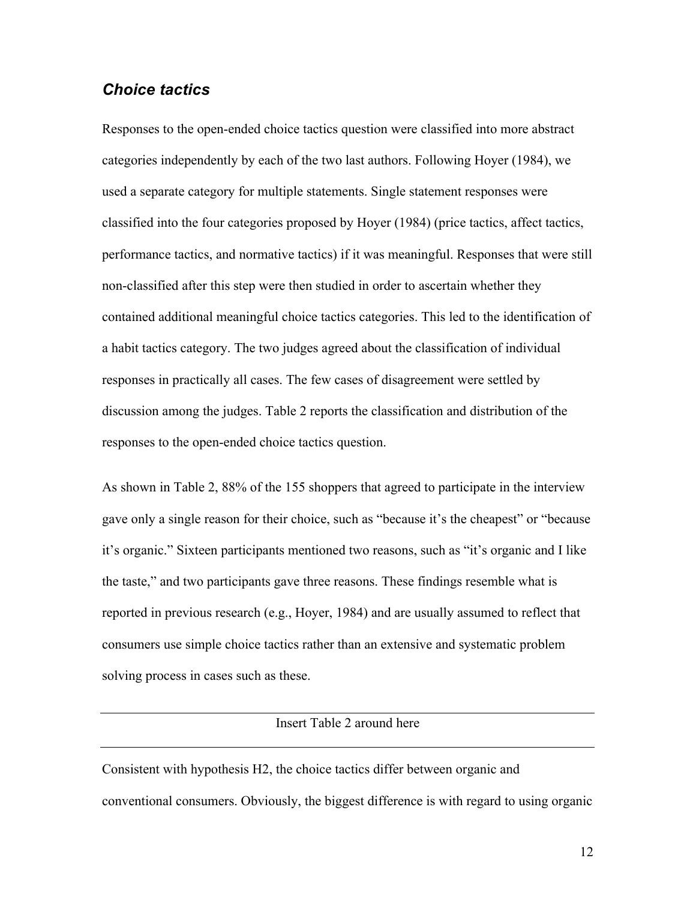### *Choice tactics*

Responses to the open-ended choice tactics question were classified into more abstract categories independently by each of the two last authors. Following Hoyer (1984), we used a separate category for multiple statements. Single statement responses were classified into the four categories proposed by Hoyer (1984) (price tactics, affect tactics, performance tactics, and normative tactics) if it was meaningful. Responses that were still non-classified after this step were then studied in order to ascertain whether they contained additional meaningful choice tactics categories. This led to the identification of a habit tactics category. The two judges agreed about the classification of individual responses in practically all cases. The few cases of disagreement were settled by discussion among the judges. Table 2 reports the classification and distribution of the responses to the open-ended choice tactics question.

As shown in Table 2, 88% of the 155 shoppers that agreed to participate in the interview gave only a single reason for their choice, such as "because it's the cheapest" or "because it's organic." Sixteen participants mentioned two reasons, such as "it's organic and I like the taste," and two participants gave three reasons. These findings resemble what is reported in previous research (e.g., Hoyer, 1984) and are usually assumed to reflect that consumers use simple choice tactics rather than an extensive and systematic problem solving process in cases such as these.

---

Insert Table 2 around here

---

Consistent with hypothesis H2, the choice tactics differ between organic and conventional consumers. Obviously, the biggest difference is with regard to using organic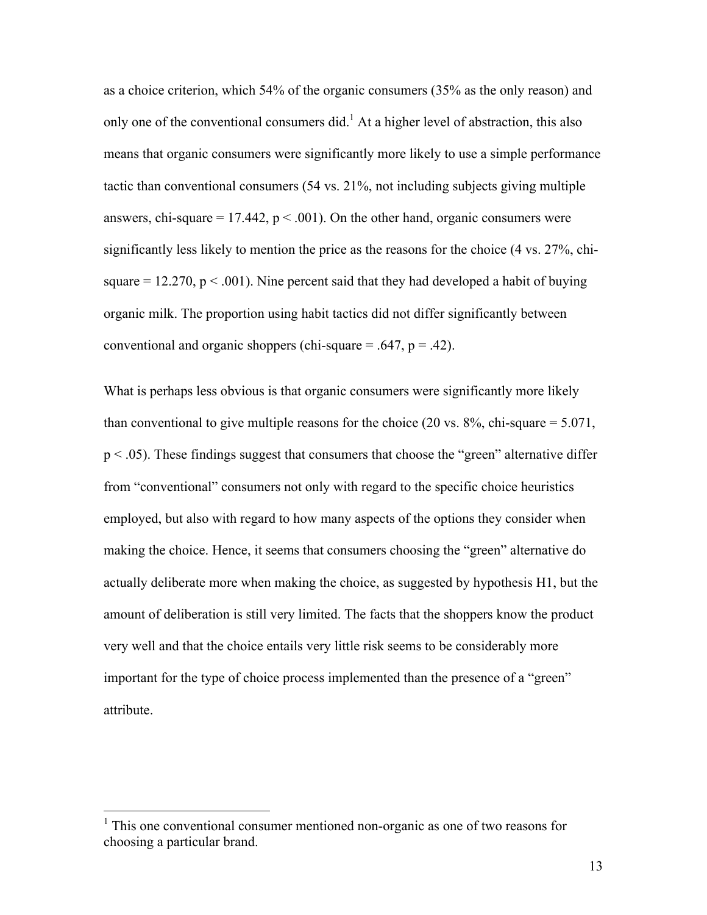as a choice criterion, which 54% of the organic consumers (35% as the only reason) and only one of the conventional consumers did.[1] At a higher level of abstraction, this also means that organic consumers were significantly more likely to use a simple performance tactic than conventional consumers (54 vs. 21%, not including subjects giving multiple answers, chi-square = 17.442, $p < .001$). On the other hand, organic consumers were significantly less likely to mention the price as the reasons for the choice (4 vs. 27%, chi-square = 12.270, $p < .001$). Nine percent said that they had developed a habit of buying organic milk. The proportion using habit tactics did not differ significantly between conventional and organic shoppers (chi-square = .647, $p = .42$).

What is perhaps less obvious is that organic consumers were significantly more likely than conventional to give multiple reasons for the choice (20 vs. 8%, chi-square = 5.071, $p < .05$). These findings suggest that consumers that choose the "green" alternative differ from "conventional" consumers not only with regard to the specific choice heuristics employed, but also with regard to how many aspects of the options they consider when making the choice. Hence, it seems that consumers choosing the "green" alternative do actually deliberate more when making the choice, as suggested by hypothesis H1, but the amount of deliberation is still very limited. The facts that the shoppers know the product very well and that the choice entails very little risk seems to be considerably more important for the type of choice process implemented than the presence of a "green" attribute.

[1] This one conventional consumer mentioned non-organic as one of two reasons for choosing a particular brand.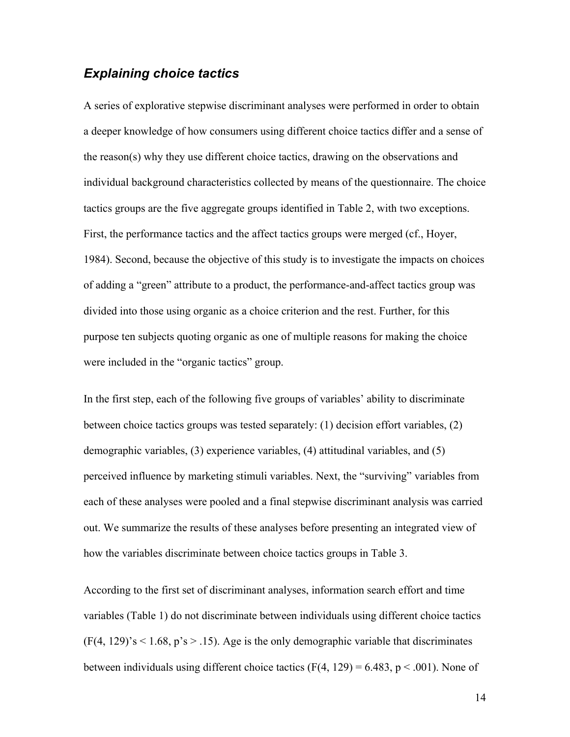### *Explaining choice tactics*

A series of explorative stepwise discriminant analyses were performed in order to obtain a deeper knowledge of how consumers using different choice tactics differ and a sense of the reason(s) why they use different choice tactics, drawing on the observations and individual background characteristics collected by means of the questionnaire. The choice tactics groups are the five aggregate groups identified in Table 2, with two exceptions. First, the performance tactics and the affect tactics groups were merged (cf., Hoyer, 1984). Second, because the objective of this study is to investigate the impacts on choices of adding a "green" attribute to a product, the performance-and-affect tactics group was divided into those using organic as a choice criterion and the rest. Further, for this purpose ten subjects quoting organic as one of multiple reasons for making the choice were included in the "organic tactics" group.

In the first step, each of the following five groups of variables' ability to discriminate between choice tactics groups was tested separately: (1) decision effort variables, (2) demographic variables, (3) experience variables, (4) attitudinal variables, and (5) perceived influence by marketing stimuli variables. Next, the "surviving" variables from each of these analyses were pooled and a final stepwise discriminant analysis was carried out. We summarize the results of these analyses before presenting an integrated view of how the variables discriminate between choice tactics groups in Table 3.

According to the first set of discriminant analyses, information search effort and time variables (Table 1) do not discriminate between individuals using different choice tactics ($F(4, 129)$'s $< 1.68$, $p$'s $> .15$). Age is the only demographic variable that discriminates between individuals using different choice tactics ($F(4, 129) = 6.483$, $p < .001$). None of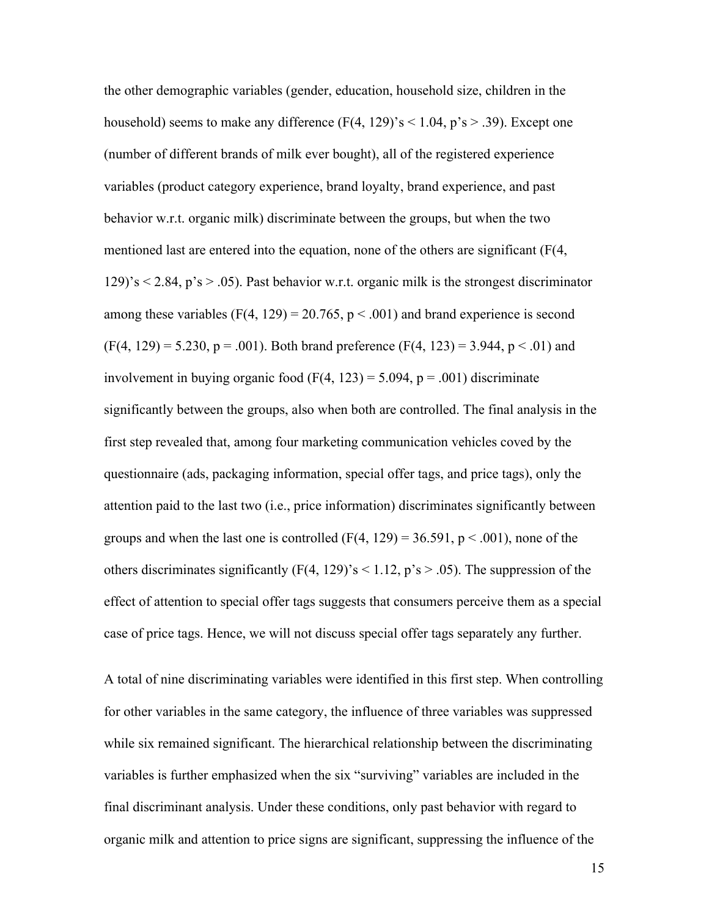the other demographic variables (gender, education, household size, children in the household) seems to make any difference ($F(4, 129)$'s $< 1.04$, $p$'s $> .39$). Except one (number of different brands of milk ever bought), all of the registered experience variables (product category experience, brand loyalty, brand experience, and past behavior w.r.t. organic milk) discriminate between the groups, but when the two mentioned last are entered into the equation, none of the others are significant ($F(4, 129)$'s $< 2.84$, $p$'s $> .05$). Past behavior w.r.t. organic milk is the strongest discriminator among these variables ($F(4, 129) = 20.765$, $p < .001$) and brand experience is second ($F(4, 129) = 5.230$, $p = .001$). Both brand preference ($F(4, 123) = 3.944$, $p < .01$) and involvement in buying organic food ($F(4, 123) = 5.094$, $p = .001$) discriminate significantly between the groups, also when both are controlled. The final analysis in the first step revealed that, among four marketing communication vehicles coved by the questionnaire (ads, packaging information, special offer tags, and price tags), only the attention paid to the last two (i.e., price information) discriminates significantly between groups and when the last one is controlled ($F(4, 129) = 36.591$, $p < .001$), none of the others discriminates significantly ($F(4, 129)$'s $< 1.12$, $p$'s $> .05$). The suppression of the effect of attention to special offer tags suggests that consumers perceive them as a special case of price tags. Hence, we will not discuss special offer tags separately any further.

A total of nine discriminating variables were identified in this first step. When controlling for other variables in the same category, the influence of three variables was suppressed while six remained significant. The hierarchical relationship between the discriminating variables is further emphasized when the six "surviving" variables are included in the final discriminant analysis. Under these conditions, only past behavior with regard to organic milk and attention to price signs are significant, suppressing the influence of the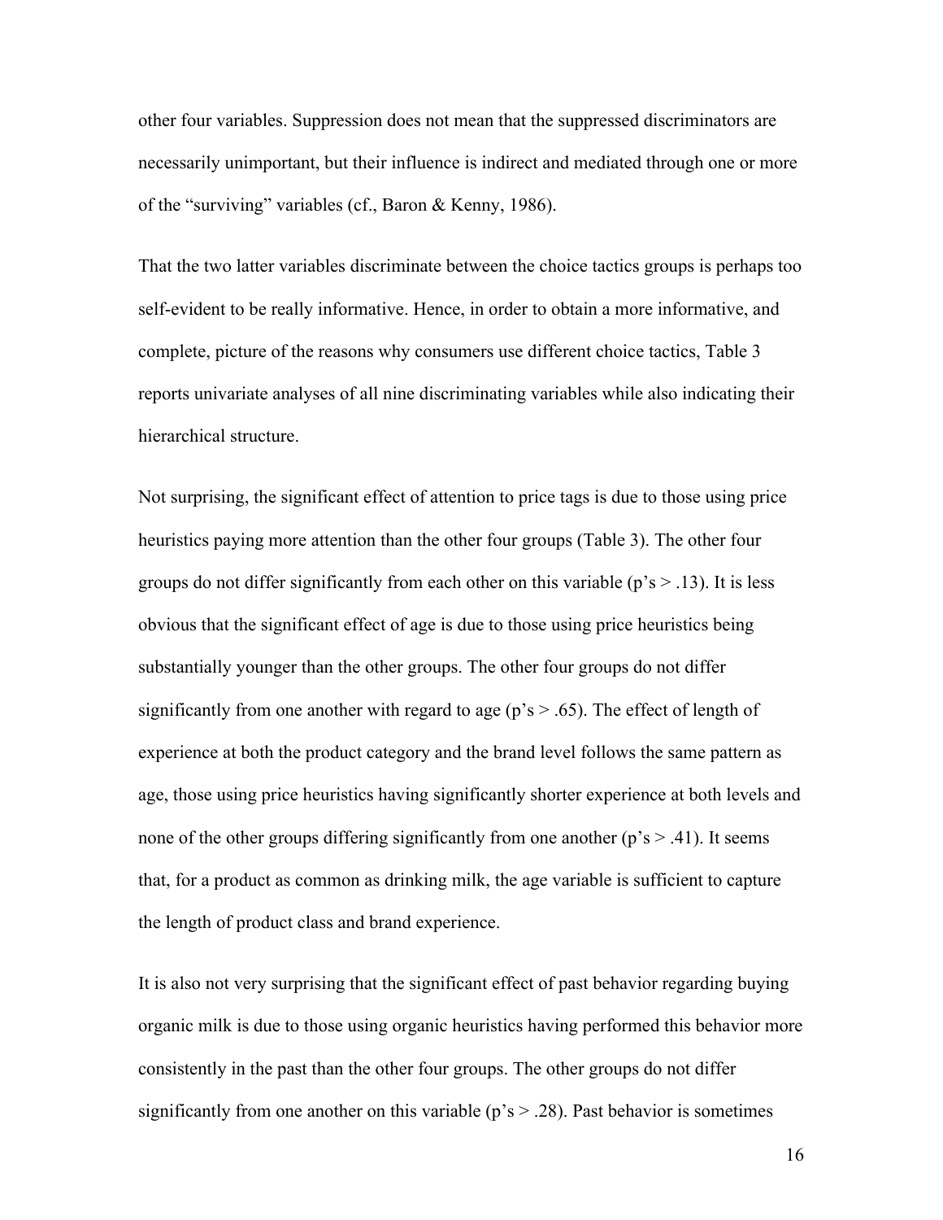other four variables. Suppression does not mean that the suppressed discriminators are necessarily unimportant, but their influence is indirect and mediated through one or more of the "surviving" variables (cf., Baron & Kenny, 1986).

That the two latter variables discriminate between the choice tactics groups is perhaps too self-evident to be really informative. Hence, in order to obtain a more informative, and complete, picture of the reasons why consumers use different choice tactics, Table 3 reports univariate analyses of all nine discriminating variables while also indicating their hierarchical structure.

Not surprising, the significant effect of attention to price tags is due to those using price heuristics paying more attention than the other four groups (Table 3). The other four groups do not differ significantly from each other on this variable (p's > .13). It is less obvious that the significant effect of age is due to those using price heuristics being substantially younger than the other groups. The other four groups do not differ significantly from one another with regard to age (p's > .65). The effect of length of experience at both the product category and the brand level follows the same pattern as age, those using price heuristics having significantly shorter experience at both levels and none of the other groups differing significantly from one another (p's > .41). It seems that, for a product as common as drinking milk, the age variable is sufficient to capture the length of product class and brand experience.

It is also not very surprising that the significant effect of past behavior regarding buying organic milk is due to those using organic heuristics having performed this behavior more consistently in the past than the other four groups. The other groups do not differ significantly from one another on this variable (p's > .28). Past behavior is sometimes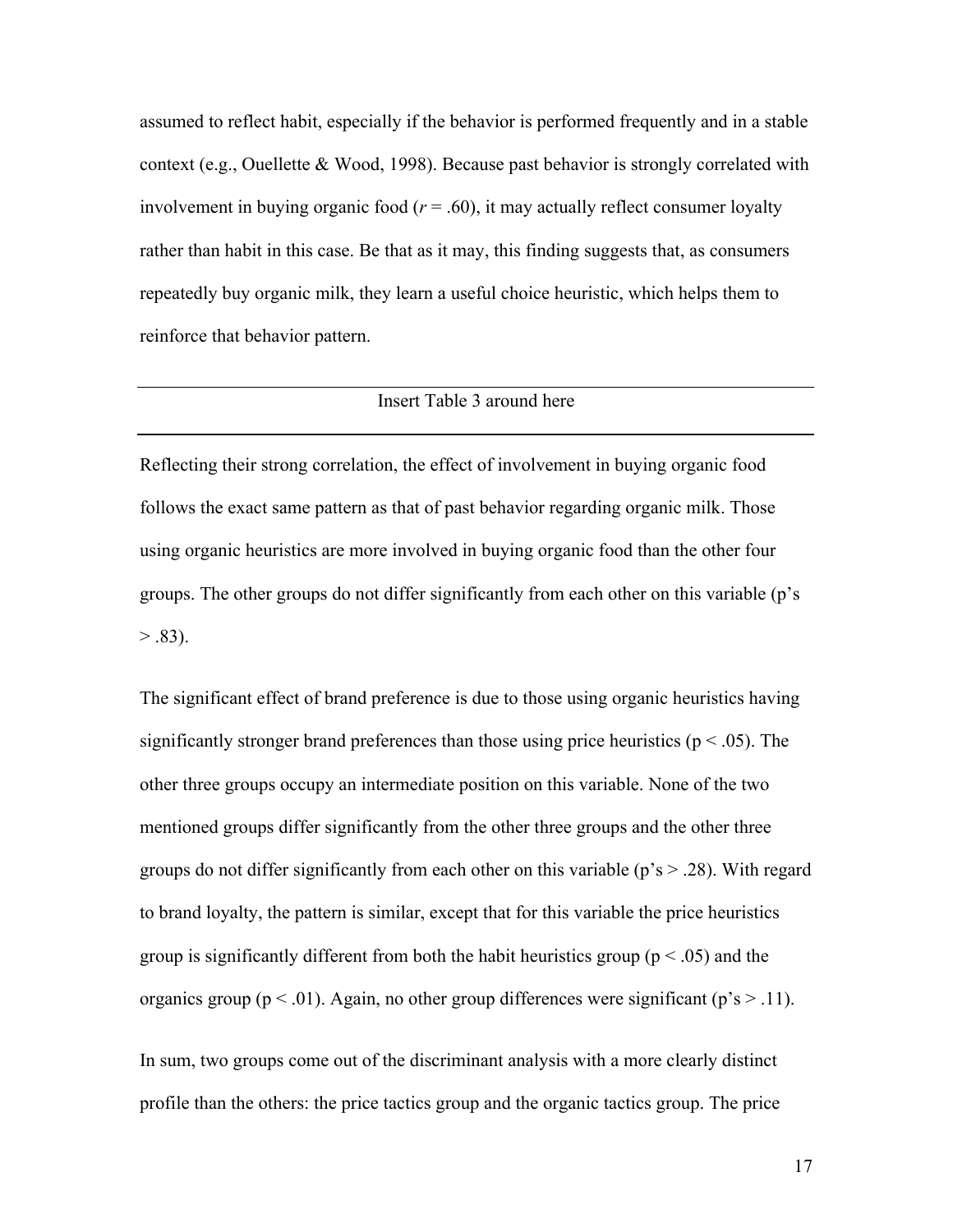assumed to reflect habit, especially if the behavior is performed frequently and in a stable context (e.g., Ouellette & Wood, 1998). Because past behavior is strongly correlated with involvement in buying organic food ($r = .60$), it may actually reflect consumer loyalty rather than habit in this case. Be that as it may, this finding suggests that, as consumers repeatedly buy organic milk, they learn a useful choice heuristic, which helps them to reinforce that behavior pattern.

---

Insert Table 3 around here

---

Reflecting their strong correlation, the effect of involvement in buying organic food follows the exact same pattern as that of past behavior regarding organic milk. Those using organic heuristics are more involved in buying organic food than the other four groups. The other groups do not differ significantly from each other on this variable (p's $> .83$).

The significant effect of brand preference is due to those using organic heuristics having significantly stronger brand preferences than those using price heuristics ($p < .05$). The other three groups occupy an intermediate position on this variable. None of the two mentioned groups differ significantly from the other three groups and the other three groups do not differ significantly from each other on this variable (p's $> .28$). With regard to brand loyalty, the pattern is similar, except that for this variable the price heuristics group is significantly different from both the habit heuristics group ($p < .05$) and the organics group ($p < .01$). Again, no other group differences were significant (p's $> .11$).

In sum, two groups come out of the discriminant analysis with a more clearly distinct profile than the others: the price tactics group and the organic tactics group. The price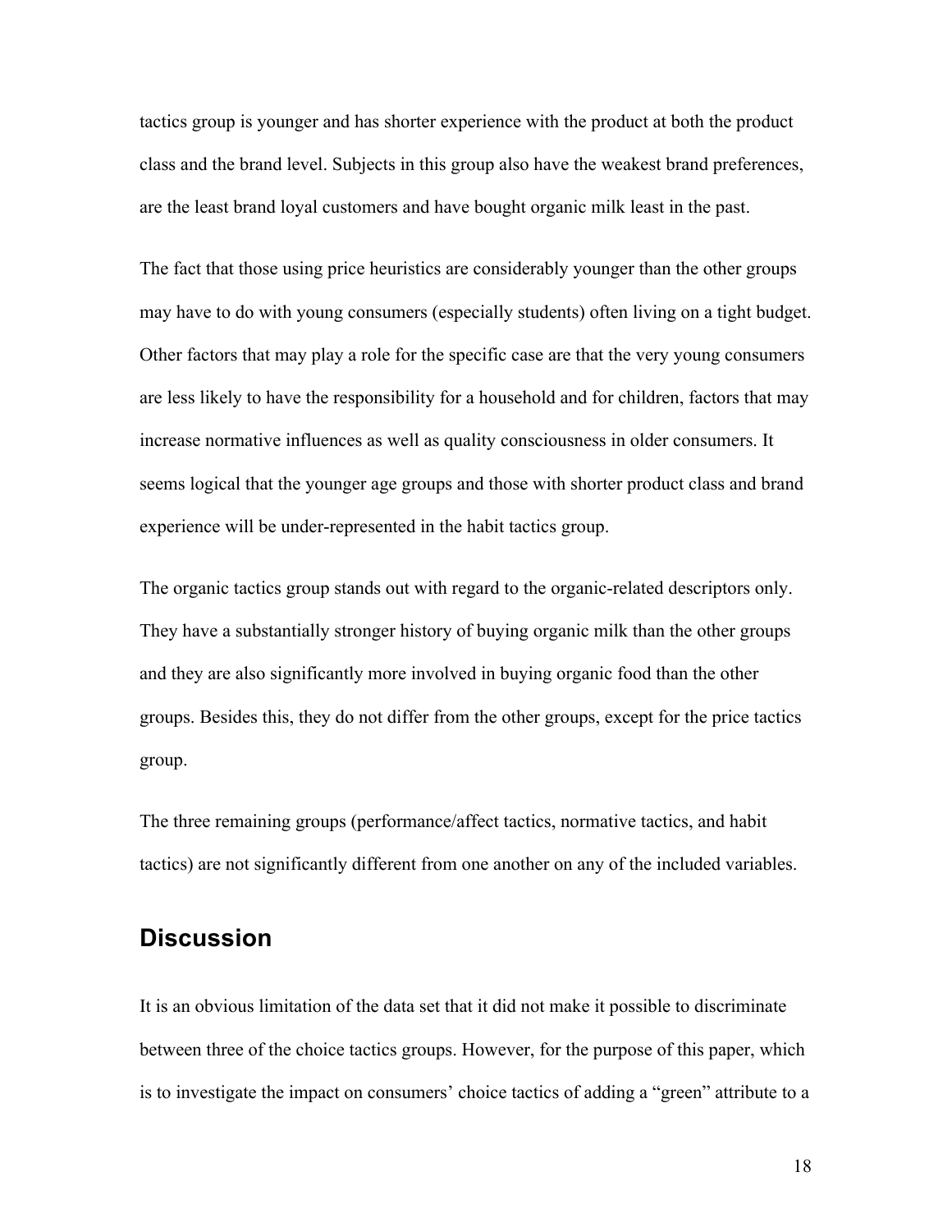tactics group is younger and has shorter experience with the product at both the product class and the brand level. Subjects in this group also have the weakest brand preferences, are the least brand loyal customers and have bought organic milk least in the past.

The fact that those using price heuristics are considerably younger than the other groups may have to do with young consumers (especially students) often living on a tight budget. Other factors that may play a role for the specific case are that the very young consumers are less likely to have the responsibility for a household and for children, factors that may increase normative influences as well as quality consciousness in older consumers. It seems logical that the younger age groups and those with shorter product class and brand experience will be under-represented in the habit tactics group.

The organic tactics group stands out with regard to the organic-related descriptors only. They have a substantially stronger history of buying organic milk than the other groups and they are also significantly more involved in buying organic food than the other groups. Besides this, they do not differ from the other groups, except for the price tactics group.

The three remaining groups (performance/affect tactics, normative tactics, and habit tactics) are not significantly different from one another on any of the included variables.

## Discussion

It is an obvious limitation of the data set that it did not make it possible to discriminate between three of the choice tactics groups. However, for the purpose of this paper, which is to investigate the impact on consumers' choice tactics of adding a "green" attribute to a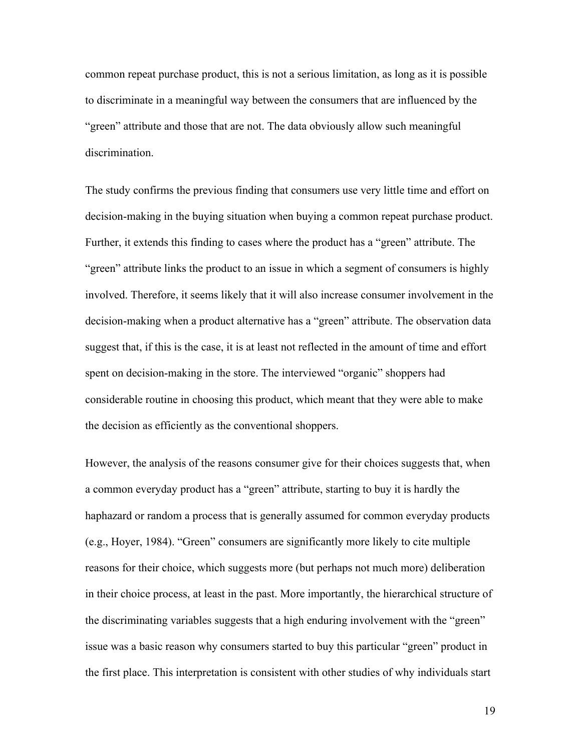common repeat purchase product, this is not a serious limitation, as long as it is possible to discriminate in a meaningful way between the consumers that are influenced by the "green" attribute and those that are not. The data obviously allow such meaningful discrimination.

The study confirms the previous finding that consumers use very little time and effort on decision-making in the buying situation when buying a common repeat purchase product. Further, it extends this finding to cases where the product has a "green" attribute. The "green" attribute links the product to an issue in which a segment of consumers is highly involved. Therefore, it seems likely that it will also increase consumer involvement in the decision-making when a product alternative has a "green" attribute. The observation data suggest that, if this is the case, it is at least not reflected in the amount of time and effort spent on decision-making in the store. The interviewed "organic" shoppers had considerable routine in choosing this product, which meant that they were able to make the decision as efficiently as the conventional shoppers.

However, the analysis of the reasons consumer give for their choices suggests that, when a common everyday product has a "green" attribute, starting to buy it is hardly the haphazard or random a process that is generally assumed for common everyday products (e.g., Hoyer, 1984). "Green" consumers are significantly more likely to cite multiple reasons for their choice, which suggests more (but perhaps not much more) deliberation in their choice process, at least in the past. More importantly, the hierarchical structure of the discriminating variables suggests that a high enduring involvement with the "green" issue was a basic reason why consumers started to buy this particular "green" product in the first place. This interpretation is consistent with other studies of why individuals start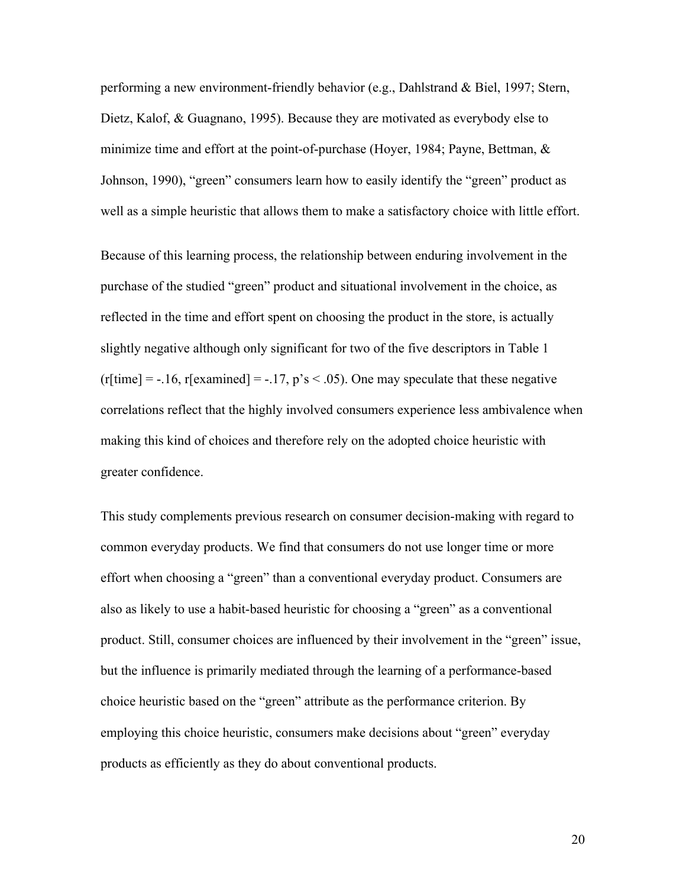performing a new environment-friendly behavior (e.g., Dahlstrand & Biel, 1997; Stern, Dietz, Kalof, & Guagnano, 1995). Because they are motivated as everybody else to minimize time and effort at the point-of-purchase (Hoyer, 1984; Payne, Bettman, & Johnson, 1990), "green" consumers learn how to easily identify the "green" product as well as a simple heuristic that allows them to make a satisfactory choice with little effort.

Because of this learning process, the relationship between enduring involvement in the purchase of the studied "green" product and situational involvement in the choice, as reflected in the time and effort spent on choosing the product in the store, is actually slightly negative although only significant for two of the five descriptors in Table 1 ($r[\text{time}] = -.16$, $r[\text{examined}] = -.17$, $p\text{'s} < .05$). One may speculate that these negative correlations reflect that the highly involved consumers experience less ambivalence when making this kind of choices and therefore rely on the adopted choice heuristic with greater confidence.

This study complements previous research on consumer decision-making with regard to common everyday products. We find that consumers do not use longer time or more effort when choosing a "green" than a conventional everyday product. Consumers are also as likely to use a habit-based heuristic for choosing a "green" as a conventional product. Still, consumer choices are influenced by their involvement in the "green" issue, but the influence is primarily mediated through the learning of a performance-based choice heuristic based on the "green" attribute as the performance criterion. By employing this choice heuristic, consumers make decisions about "green" everyday products as efficiently as they do about conventional products.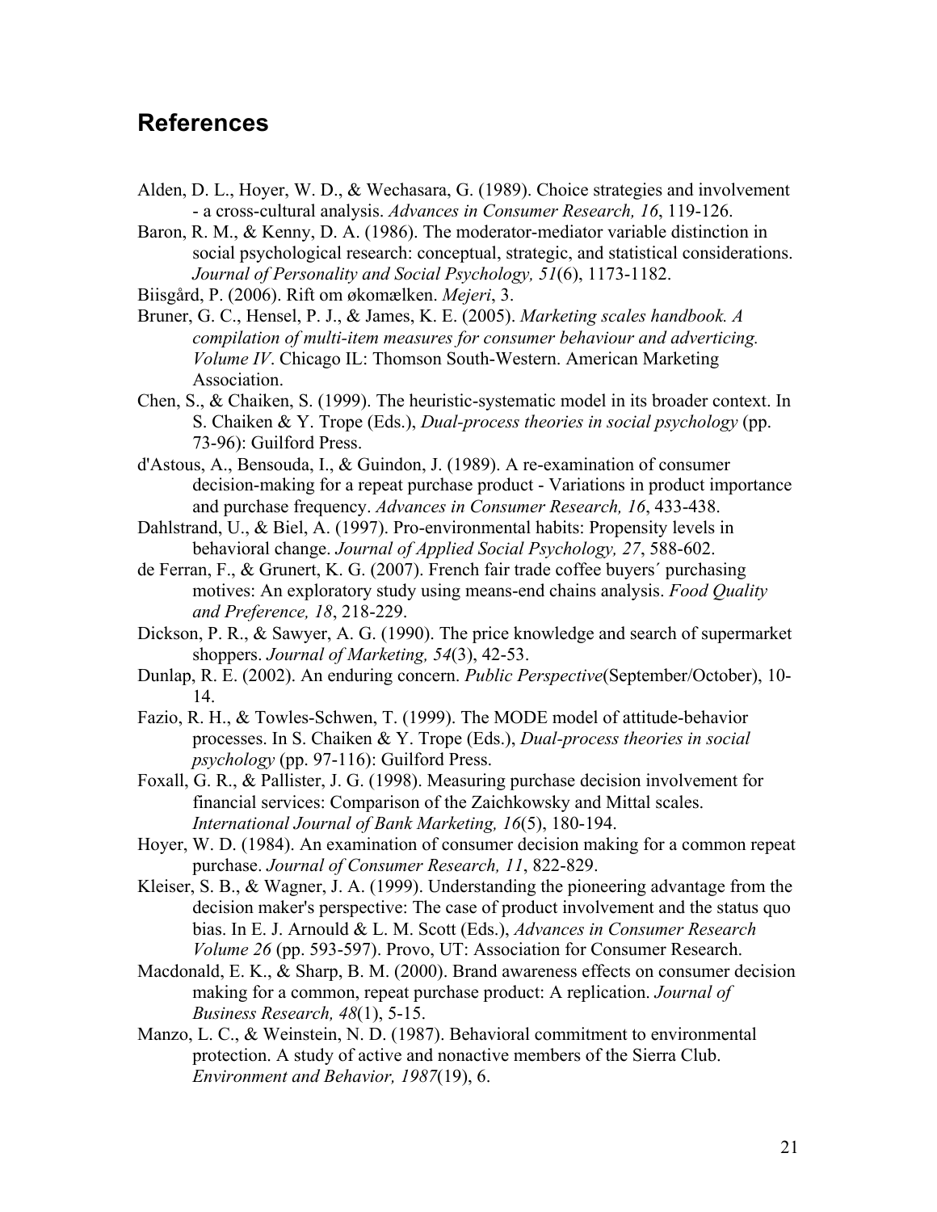## References

Alden, D. L., Hoyer, W. D., & Wechasara, G. (1989). Choice strategies and involvement - a cross-cultural analysis. *Advances in Consumer Research, 16*, 119-126.

Baron, R. M., & Kenny, D. A. (1986). The moderator-mediator variable distinction in social psychological research: conceptual, strategic, and statistical considerations. *Journal of Personality and Social Psychology, 51*(6), 1173-1182.

Biisgård, P. (2006). Rift om økomælken. *Mejeri*, 3.

Bruner, G. C., Hensel, P. J., & James, K. E. (2005). *Marketing scales handbook. A compilation of multi-item measures for consumer behaviour and adverticing. Volume IV*. Chicago IL: Thomson South-Western. American Marketing Association.

Chen, S., & Chaiken, S. (1999). The heuristic-systematic model in its broader context. In S. Chaiken & Y. Trope (Eds.), *Dual-process theories in social psychology* (pp. 73-96): Guilford Press.

d'Astous, A., Bensouda, I., & Guindon, J. (1989). A re-examination of consumer decision-making for a repeat purchase product - Variations in product importance and purchase frequency. *Advances in Consumer Research, 16*, 433-438.

Dahlstrand, U., & Biel, A. (1997). Pro-environmental habits: Propensity levels in behavioral change. *Journal of Applied Social Psychology, 27*, 588-602.

de Ferran, F., & Grunert, K. G. (2007). French fair trade coffee buyers´ purchasing motives: An exploratory study using means-end chains analysis. *Food Quality and Preference, 18*, 218-229.

Dickson, P. R., & Sawyer, A. G. (1990). The price knowledge and search of supermarket shoppers. *Journal of Marketing, 54*(3), 42-53.

Dunlap, R. E. (2002). An enduring concern. *Public Perspective*(September/October), 10-14.

Fazio, R. H., & Towles-Schwen, T. (1999). The MODE model of attitude-behavior processes. In S. Chaiken & Y. Trope (Eds.), *Dual-process theories in social psychology* (pp. 97-116): Guilford Press.

Foxall, G. R., & Pallister, J. G. (1998). Measuring purchase decision involvement for financial services: Comparison of the Zaichkowsky and Mittal scales. *International Journal of Bank Marketing, 16*(5), 180-194.

Hoyer, W. D. (1984). An examination of consumer decision making for a common repeat purchase. *Journal of Consumer Research, 11*, 822-829.

Kleiser, S. B., & Wagner, J. A. (1999). Understanding the pioneering advantage from the decision maker's perspective: The case of product involvement and the status quo bias. In E. J. Arnould & L. M. Scott (Eds.), *Advances in Consumer Research Volume 26* (pp. 593-597). Provo, UT: Association for Consumer Research.

Macdonald, E. K., & Sharp, B. M. (2000). Brand awareness effects on consumer decision making for a common, repeat purchase product: A replication. *Journal of Business Research, 48*(1), 5-15.

Manzo, L. C., & Weinstein, N. D. (1987). Behavioral commitment to environmental protection. A study of active and nonactive members of the Sierra Club. *Environment and Behavior, 1987*(19), 6.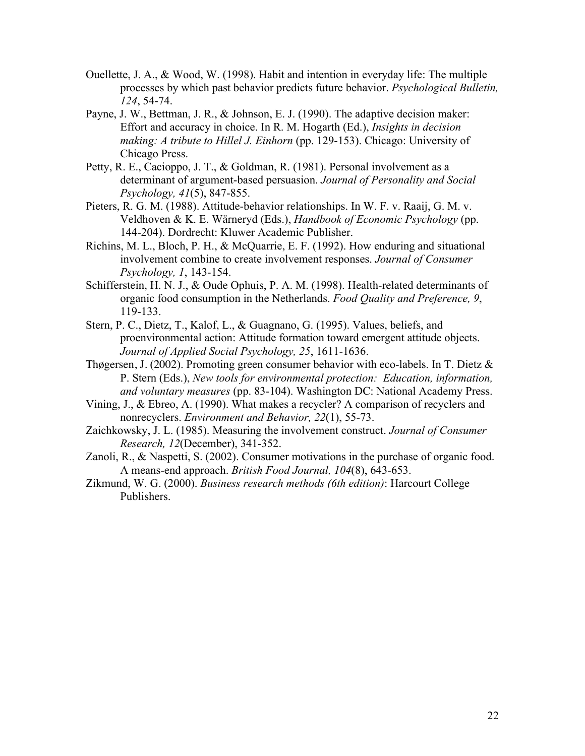Ouellette, J. A., & Wood, W. (1998). Habit and intention in everyday life: The multiple processes by which past behavior predicts future behavior. *Psychological Bulletin, 124*, 54-74.

Payne, J. W., Bettman, J. R., & Johnson, E. J. (1990). The adaptive decision maker: Effort and accuracy in choice. In R. M. Hogarth (Ed.), *Insights in decision making: A tribute to Hillel J. Einhorn* (pp. 129-153). Chicago: University of Chicago Press.

Petty, R. E., Cacioppo, J. T., & Goldman, R. (1981). Personal involvement as a determinant of argument-based persuasion. *Journal of Personality and Social Psychology, 41*(5), 847-855.

Pieters, R. G. M. (1988). Attitude-behavior relationships. In W. F. v. Raaij, G. M. v. Veldhoven & K. E. Wärneryd (Eds.), *Handbook of Economic Psychology* (pp. 144-204). Dordrecht: Kluwer Academic Publisher.

Richins, M. L., Bloch, P. H., & McQuarrie, E. F. (1992). How enduring and situational involvement combine to create involvement responses. *Journal of Consumer Psychology, 1*, 143-154.

Schifferstein, H. N. J., & Oude Ophuis, P. A. M. (1998). Health-related determinants of organic food consumption in the Netherlands. *Food Quality and Preference, 9*, 119-133.

Stern, P. C., Dietz, T., Kalof, L., & Guagnano, G. (1995). Values, beliefs, and proenvironmental action: Attitude formation toward emergent attitude objects. *Journal of Applied Social Psychology, 25*, 1611-1636.

Thøgersen, J. (2002). Promoting green consumer behavior with eco-labels. In T. Dietz & P. Stern (Eds.), *New tools for environmental protection: Education, information, and voluntary measures* (pp. 83-104). Washington DC: National Academy Press.

Vining, J., & Ebreo, A. (1990). What makes a recycler? A comparison of recyclers and nonrecyclers. *Environment and Behavior, 22*(1), 55-73.

Zaichkowsky, J. L. (1985). Measuring the involvement construct. *Journal of Consumer Research, 12*(December), 341-352.

Zanoli, R., & Naspetti, S. (2002). Consumer motivations in the purchase of organic food. A means-end approach. *British Food Journal, 104*(8), 643-653.

Zikmund, W. G. (2000). *Business research methods (6th edition)*: Harcourt College Publishers.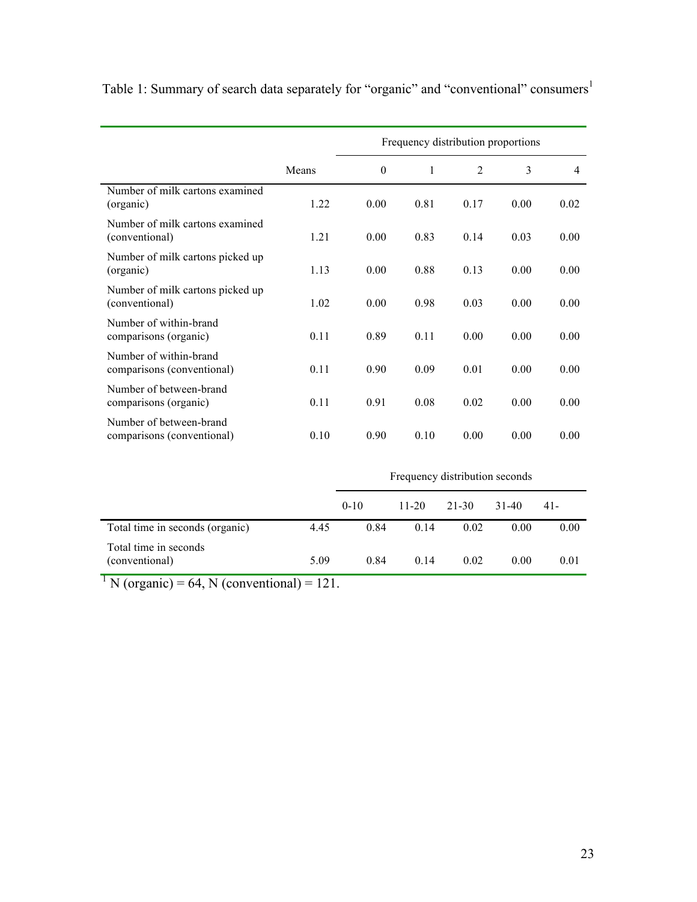Table 1: Summary of search data separately for "organic" and "conventional" consumers[1]

| | | Frequency distribution proportions | | | | |
|---|---|---|---|---|---|---|
| | Means | 0 | 1 | 2 | 3 | 4 |
| Number of milk cartons examined (organic) | 1.22 | 0.00 | 0.81 | 0.17 | 0.00 | 0.02 |
| Number of milk cartons examined (conventional) | 1.21 | 0.00 | 0.83 | 0.14 | 0.03 | 0.00 |
| Number of milk cartons picked up (organic) | 1.13 | 0.00 | 0.88 | 0.13 | 0.00 | 0.00 |
| Number of milk cartons picked up (conventional) | 1.02 | 0.00 | 0.98 | 0.03 | 0.00 | 0.00 |
| Number of within-brand comparisons (organic) | 0.11 | 0.89 | 0.11 | 0.00 | 0.00 | 0.00 |
| Number of within-brand comparisons (conventional) | 0.11 | 0.90 | 0.09 | 0.01 | 0.00 | 0.00 |
| Number of between-brand comparisons (organic) | 0.11 | 0.91 | 0.08 | 0.02 | 0.00 | 0.00 |
| Number of between-brand comparisons (conventional) | 0.10 | 0.90 | 0.10 | 0.00 | 0.00 | 0.00 |
| | | Frequency distribution seconds | | | | |
| | | 0-10 | 11-20 | 21-30 | 31-40 | 41- |
| Total time in seconds (organic) | 4.45 | 0.84 | 0.14 | 0.02 | 0.00 | 0.00 |
| Total time in seconds (conventional) | 5.09 | 0.84 | 0.14 | 0.02 | 0.00 | 0.01 |

[1] N (organic) = 64, N (conventional) = 121.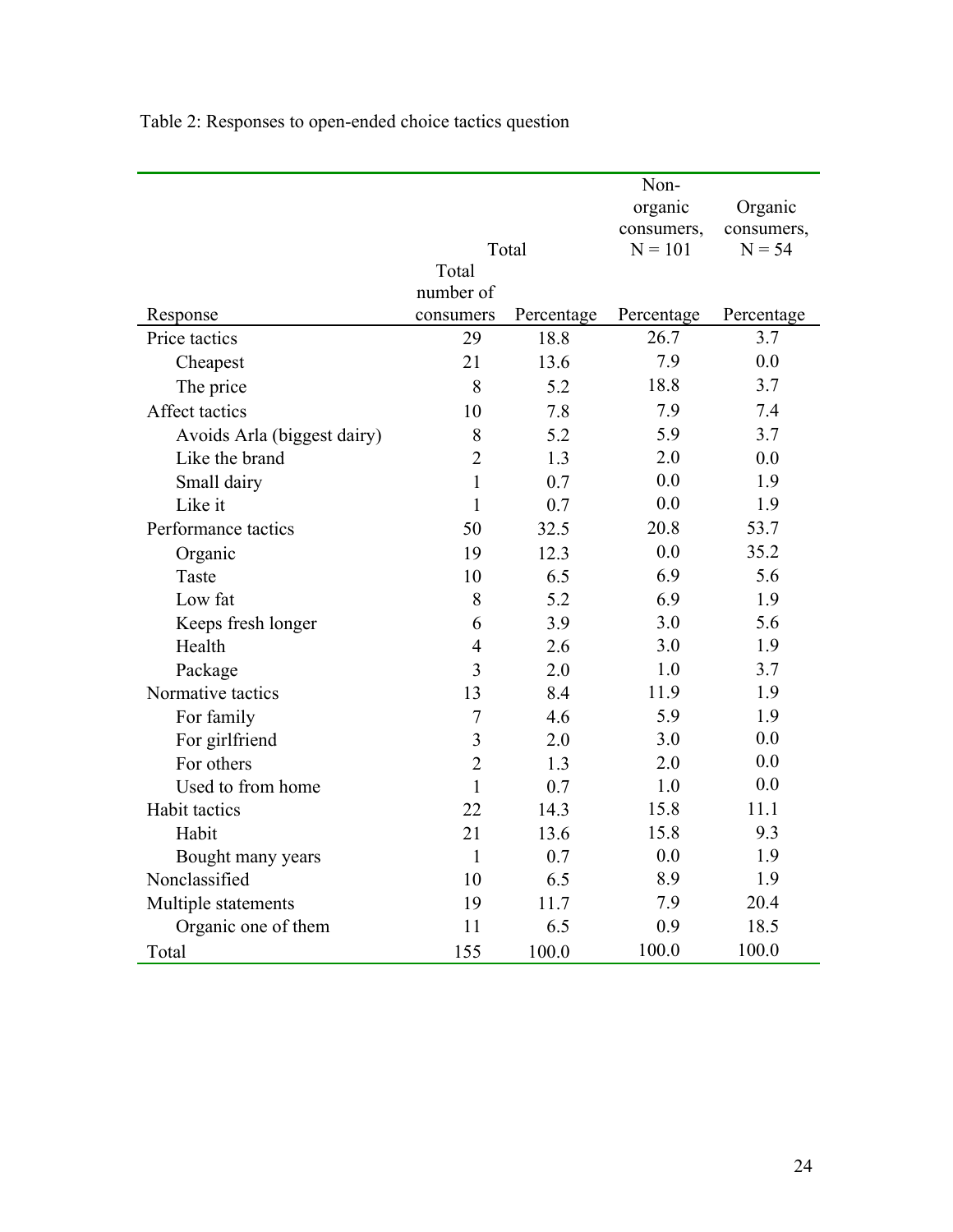Table 2: Responses to open-ended choice tactics question

| Response | Total number of consumers | Total Percentage | Non-organic consumers, N = 101 Percentage | Organic consumers, N = 54 Percentage |
|---|---|---|---|---|
| Price tactics | 29 | 18.8 | 26.7 | 3.7 |
| Cheapest | 21 | 13.6 | 7.9 | 0.0 |
| The price | 8 | 5.2 | 18.8 | 3.7 |
| Affect tactics | 10 | 7.8 | 7.9 | 7.4 |
| Avoids Arla (biggest dairy) | 8 | 5.2 | 5.9 | 3.7 |
| Like the brand | 2 | 1.3 | 2.0 | 0.0 |
| Small dairy | 1 | 0.7 | 0.0 | 1.9 |
| Like it | 1 | 0.7 | 0.0 | 1.9 |
| Performance tactics | 50 | 32.5 | 20.8 | 53.7 |
| Organic | 19 | 12.3 | 0.0 | 35.2 |
| Taste | 10 | 6.5 | 6.9 | 5.6 |
| Low fat | 8 | 5.2 | 6.9 | 1.9 |
| Keeps fresh longer | 6 | 3.9 | 3.0 | 5.6 |
| Health | 4 | 2.6 | 3.0 | 1.9 |
| Package | 3 | 2.0 | 1.0 | 3.7 |
| Normative tactics | 13 | 8.4 | 11.9 | 1.9 |
| For family | 7 | 4.6 | 5.9 | 1.9 |
| For girlfriend | 3 | 2.0 | 3.0 | 0.0 |
| For others | 2 | 1.3 | 2.0 | 0.0 |
| Used to from home | 1 | 0.7 | 1.0 | 0.0 |
| Habit tactics | 22 | 14.3 | 15.8 | 11.1 |
| Habit | 21 | 13.6 | 15.8 | 9.3 |
| Bought many years | 1 | 0.7 | 0.0 | 1.9 |
| Nonclassified | 10 | 6.5 | 8.9 | 1.9 |
| Multiple statements | 19 | 11.7 | 7.9 | 20.4 |
| Organic one of them | 11 | 6.5 | 0.9 | 18.5 |
| Total | 155 | 100.0 | 100.0 | 100.0 |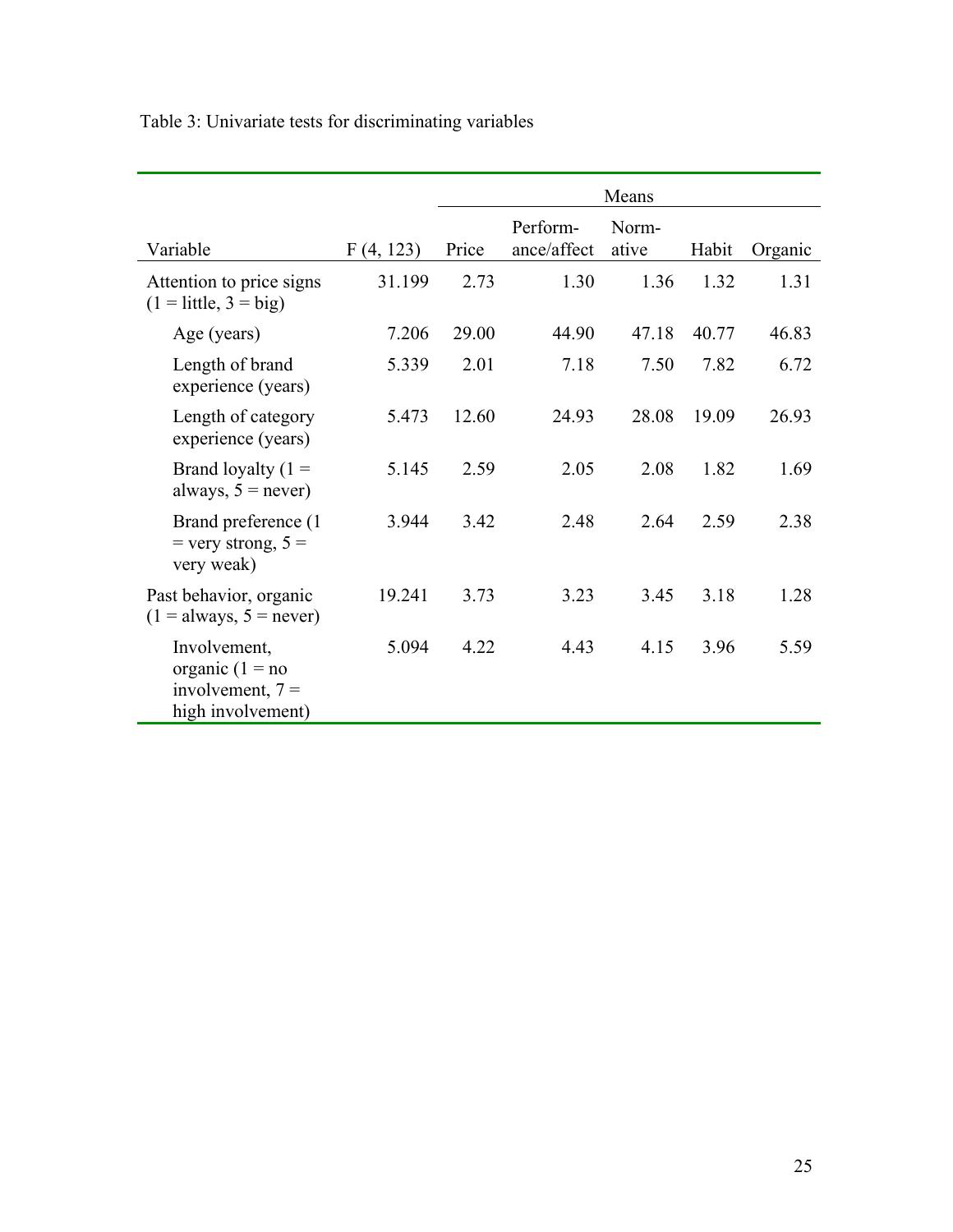Table 3: Univariate tests for discriminating variables

| | | Means | | | | |
|---|---|---|---|---|---|---|
| Variable | F (4, 123) | Price | Perform-ance/affect | Norm-ative | Habit | Organic |
| Attention to price signs (1 = little, 3 = big) | 31.199 | 2.73 | 1.30 | 1.36 | 1.32 | 1.31 |
| Age (years) | 7.206 | 29.00 | 44.90 | 47.18 | 40.77 | 46.83 |
| Length of brand experience (years) | 5.339 | 2.01 | 7.18 | 7.50 | 7.82 | 6.72 |
| Length of category experience (years) | 5.473 | 12.60 | 24.93 | 28.08 | 19.09 | 26.93 |
| Brand loyalty (1 = always, 5 = never) | 5.145 | 2.59 | 2.05 | 2.08 | 1.82 | 1.69 |
| Brand preference (1 = very strong, 5 = very weak) | 3.944 | 3.42 | 2.48 | 2.64 | 2.59 | 2.38 |
| Past behavior, organic (1 = always, 5 = never) | 19.241 | 3.73 | 3.23 | 3.45 | 3.18 | 1.28 |
| Involvement, organic (1 = no involvement, 7 = high involvement) | 5.094 | 4.22 | 4.43 | 4.15 | 3.96 | 5.59 |